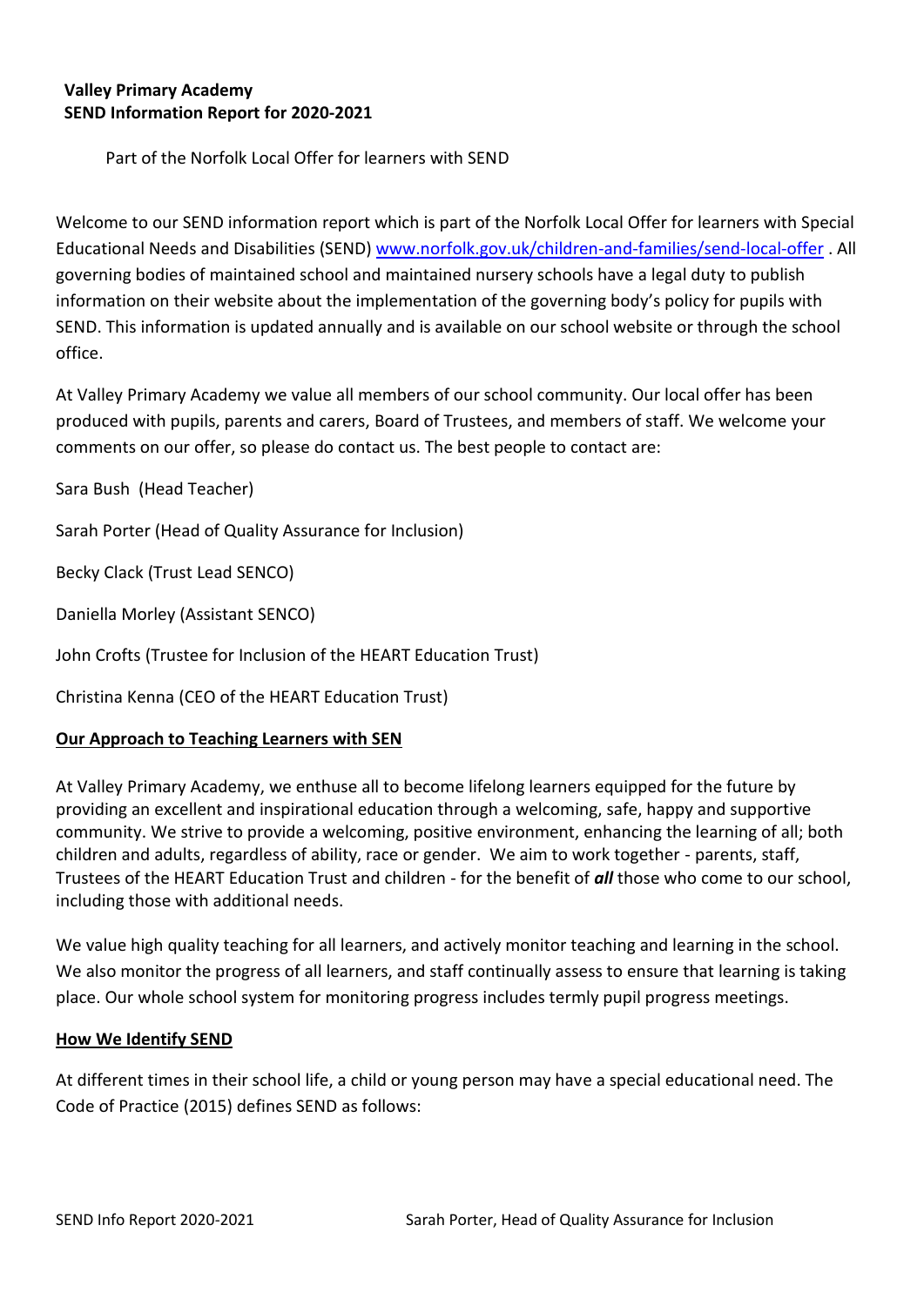**Valley Primary Academy**
**SEND Information Report for 2020-2021**

Part of the Norfolk Local Offer for learners with SEND

Welcome to our SEND information report which is part of the Norfolk Local Offer for learners with Special Educational Needs and Disabilities (SEND) [www.norfolk.gov.uk/children-and-families/send-local-offer](www.norfolk.gov.uk/children-and-families/send-local-offer) . All governing bodies of maintained school and maintained nursery schools have a legal duty to publish information on their website about the implementation of the governing body's policy for pupils with SEND. This information is updated annually and is available on our school website or through the school office.

At Valley Primary Academy we value all members of our school community. Our local offer has been produced with pupils, parents and carers, Board of Trustees, and members of staff. We welcome your comments on our offer, so please do contact us. The best people to contact are:

Sara Bush (Head Teacher)

Sarah Porter (Head of Quality Assurance for Inclusion)

Becky Clack (Trust Lead SENCO)

Daniella Morley (Assistant SENCO)

John Crofts (Trustee for Inclusion of the HEART Education Trust)

Christina Kenna (CEO of the HEART Education Trust)

## Our Approach to Teaching Learners with SEN

At Valley Primary Academy, we enthuse all to become lifelong learners equipped for the future by providing an excellent and inspirational education through a welcoming, safe, happy and supportive community. We strive to provide a welcoming, positive environment, enhancing the learning of all; both children and adults, regardless of ability, race or gender. We aim to work together - parents, staff, Trustees of the HEART Education Trust and children - for the benefit of ***all*** those who come to our school, including those with additional needs.

We value high quality teaching for all learners, and actively monitor teaching and learning in the school. We also monitor the progress of all learners, and staff continually assess to ensure that learning is taking place. Our whole school system for monitoring progress includes termly pupil progress meetings.

## How We Identify SEND

At different times in their school life, a child or young person may have a special educational need. The Code of Practice (2015) defines SEND as follows: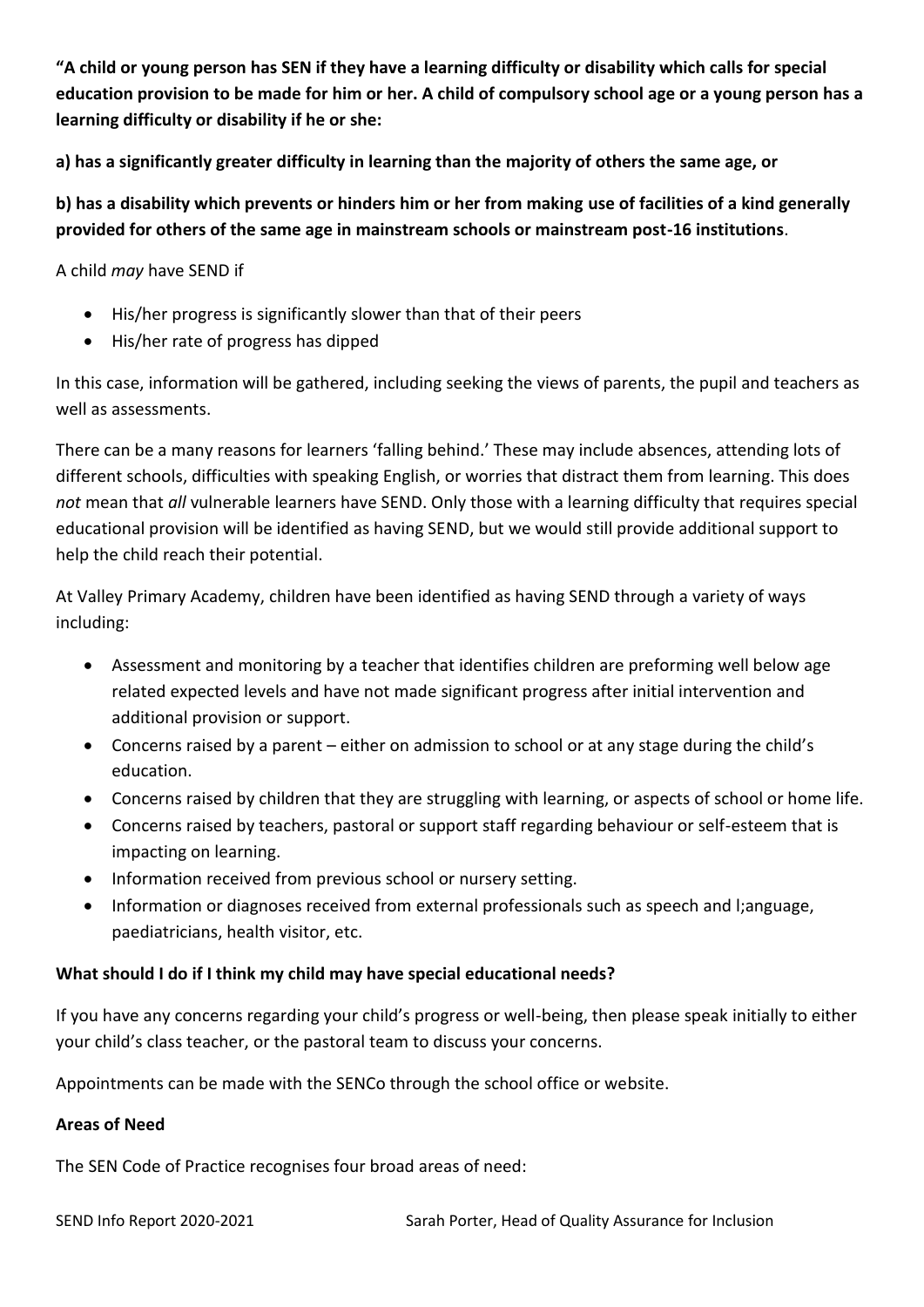**"A child or young person has SEN if they have a learning difficulty or disability which calls for special education provision to be made for him or her. A child of compulsory school age or a young person has a learning difficulty or disability if he or she:**

**a) has a significantly greater difficulty in learning than the majority of others the same age, or**

**b) has a disability which prevents or hinders him or her from making use of facilities of a kind generally provided for others of the same age in mainstream schools or mainstream post-16 institutions**.

A child *may* have SEND if

- His/her progress is significantly slower than that of their peers
- His/her rate of progress has dipped

In this case, information will be gathered, including seeking the views of parents, the pupil and teachers as well as assessments.

There can be a many reasons for learners 'falling behind.' These may include absences, attending lots of different schools, difficulties with speaking English, or worries that distract them from learning. This does *not* mean that *all* vulnerable learners have SEND. Only those with a learning difficulty that requires special educational provision will be identified as having SEND, but we would still provide additional support to help the child reach their potential.

At Valley Primary Academy, children have been identified as having SEND through a variety of ways including:

- Assessment and monitoring by a teacher that identifies children are preforming well below age related expected levels and have not made significant progress after initial intervention and additional provision or support.
- Concerns raised by a parent – either on admission to school or at any stage during the child's education.
- Concerns raised by children that they are struggling with learning, or aspects of school or home life.
- Concerns raised by teachers, pastoral or support staff regarding behaviour or self-esteem that is impacting on learning.
- Information received from previous school or nursery setting.
- Information or diagnoses received from external professionals such as speech and l;anguage, paediatricians, health visitor, etc.

**What should I do if I think my child may have special educational needs?**

If you have any concerns regarding your child's progress or well-being, then please speak initially to either your child's class teacher, or the pastoral team to discuss your concerns.

Appointments can be made with the SENCo through the school office or website.

**Areas of Need**

The SEN Code of Practice recognises four broad areas of need: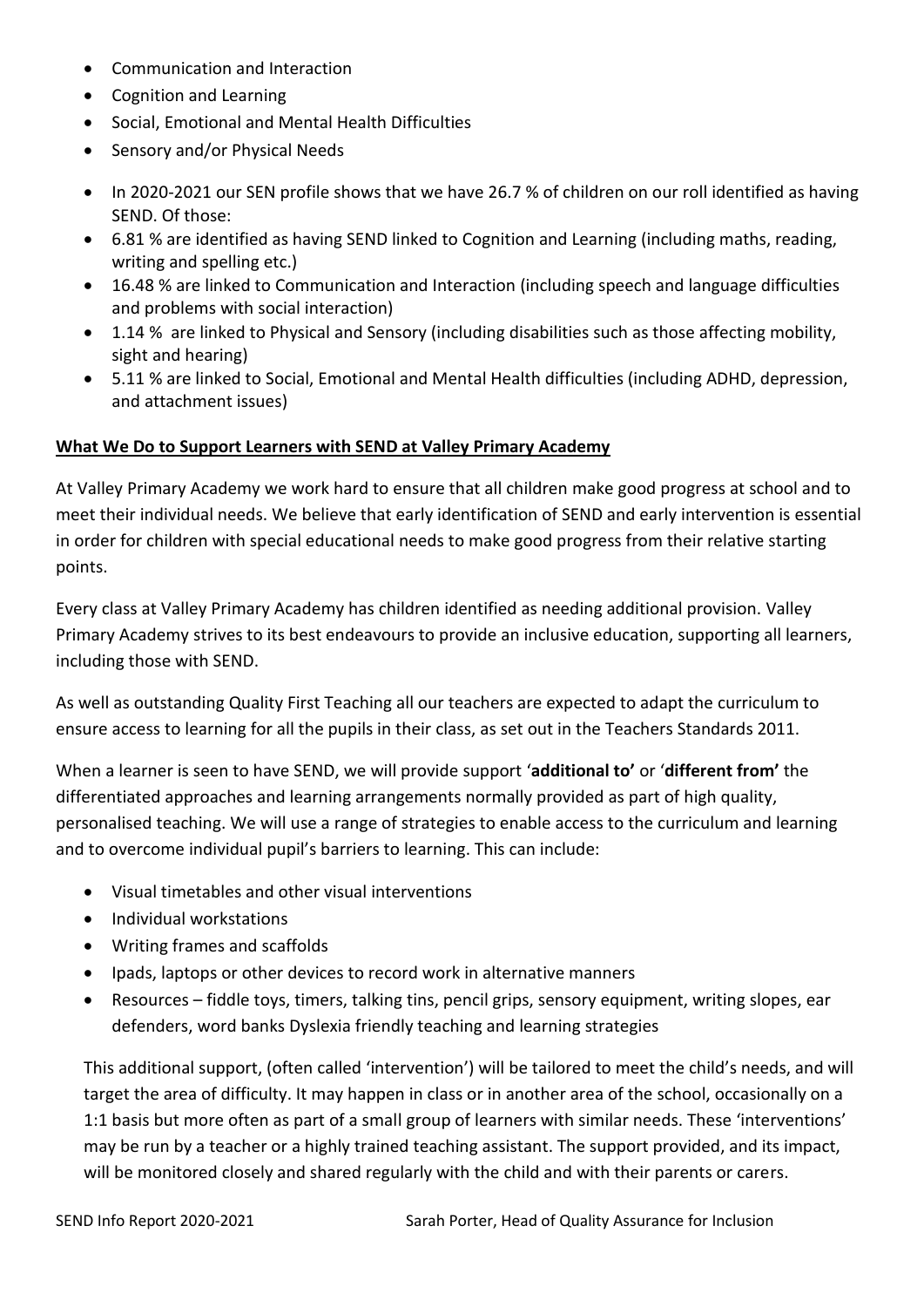- Communication and Interaction
- Cognition and Learning
- Social, Emotional and Mental Health Difficulties
- Sensory and/or Physical Needs

- In 2020-2021 our SEN profile shows that we have 26.7 % of children on our roll identified as having SEND. Of those:
- 6.81 % are identified as having SEND linked to Cognition and Learning (including maths, reading, writing and spelling etc.)
- 16.48 % are linked to Communication and Interaction (including speech and language difficulties and problems with social interaction)
- 1.14 % are linked to Physical and Sensory (including disabilities such as those affecting mobility, sight and hearing)
- 5.11 % are linked to Social, Emotional and Mental Health difficulties (including ADHD, depression, and attachment issues)

## What We Do to Support Learners with SEND at Valley Primary Academy

At Valley Primary Academy we work hard to ensure that all children make good progress at school and to meet their individual needs. We believe that early identification of SEND and early intervention is essential in order for children with special educational needs to make good progress from their relative starting points.

Every class at Valley Primary Academy has children identified as needing additional provision. Valley Primary Academy strives to its best endeavours to provide an inclusive education, supporting all learners, including those with SEND.

As well as outstanding Quality First Teaching all our teachers are expected to adapt the curriculum to ensure access to learning for all the pupils in their class, as set out in the Teachers Standards 2011.

When a learner is seen to have SEND, we will provide support '**additional to'** or '**different from'** the differentiated approaches and learning arrangements normally provided as part of high quality, personalised teaching. We will use a range of strategies to enable access to the curriculum and learning and to overcome individual pupil's barriers to learning. This can include:

- Visual timetables and other visual interventions
- Individual workstations
- Writing frames and scaffolds
- Ipads, laptops or other devices to record work in alternative manners
- Resources – fiddle toys, timers, talking tins, pencil grips, sensory equipment, writing slopes, ear defenders, word banks Dyslexia friendly teaching and learning strategies

This additional support, (often called 'intervention') will be tailored to meet the child's needs, and will target the area of difficulty. It may happen in class or in another area of the school, occasionally on a 1:1 basis but more often as part of a small group of learners with similar needs. These 'interventions' may be run by a teacher or a highly trained teaching assistant. The support provided, and its impact, will be monitored closely and shared regularly with the child and with their parents or carers.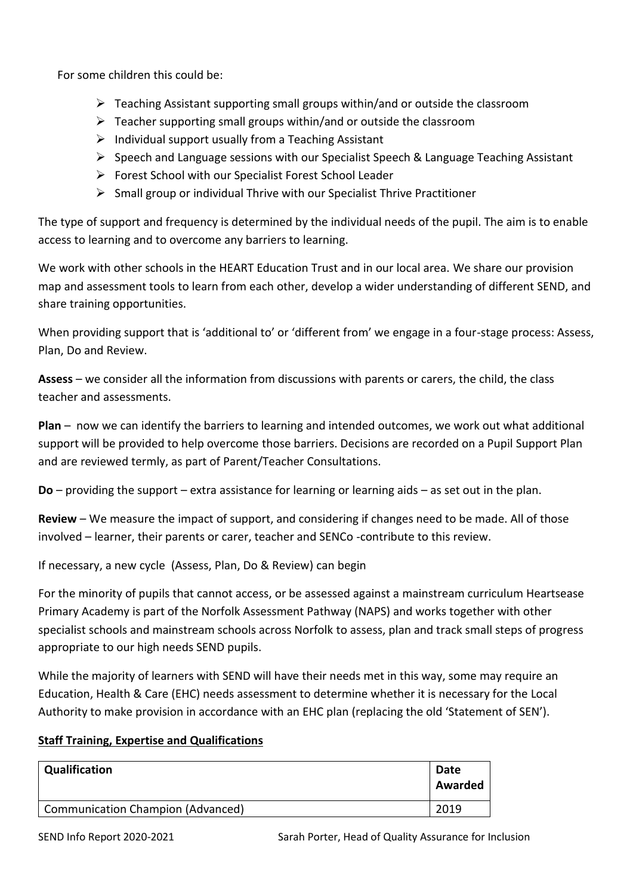For some children this could be:

- Teaching Assistant supporting small groups within/and or outside the classroom
- Teacher supporting small groups within/and or outside the classroom
- Individual support usually from a Teaching Assistant
- Speech and Language sessions with our Specialist Speech & Language Teaching Assistant
- Forest School with our Specialist Forest School Leader
- Small group or individual Thrive with our Specialist Thrive Practitioner

The type of support and frequency is determined by the individual needs of the pupil. The aim is to enable access to learning and to overcome any barriers to learning.

We work with other schools in the HEART Education Trust and in our local area. We share our provision map and assessment tools to learn from each other, develop a wider understanding of different SEND, and share training opportunities.

When providing support that is 'additional to' or 'different from' we engage in a four-stage process: Assess, Plan, Do and Review.

**Assess** – we consider all the information from discussions with parents or carers, the child, the class teacher and assessments.

**Plan** – now we can identify the barriers to learning and intended outcomes, we work out what additional support will be provided to help overcome those barriers. Decisions are recorded on a Pupil Support Plan and are reviewed termly, as part of Parent/Teacher Consultations.

**Do** – providing the support – extra assistance for learning or learning aids – as set out in the plan.

**Review** – We measure the impact of support, and considering if changes need to be made. All of those involved – learner, their parents or carer, teacher and SENCo -contribute to this review.

If necessary, a new cycle (Assess, Plan, Do & Review) can begin

For the minority of pupils that cannot access, or be assessed against a mainstream curriculum Heartsease Primary Academy is part of the Norfolk Assessment Pathway (NAPS) and works together with other specialist schools and mainstream schools across Norfolk to assess, plan and track small steps of progress appropriate to our high needs SEND pupils.

While the majority of learners with SEND will have their needs met in this way, some may require an Education, Health & Care (EHC) needs assessment to determine whether it is necessary for the Local Authority to make provision in accordance with an EHC plan (replacing the old 'Statement of SEN').

## Staff Training, Expertise and Qualifications

| Qualification | Date Awarded |
|---|---|
| Communication Champion (Advanced) | 2019 |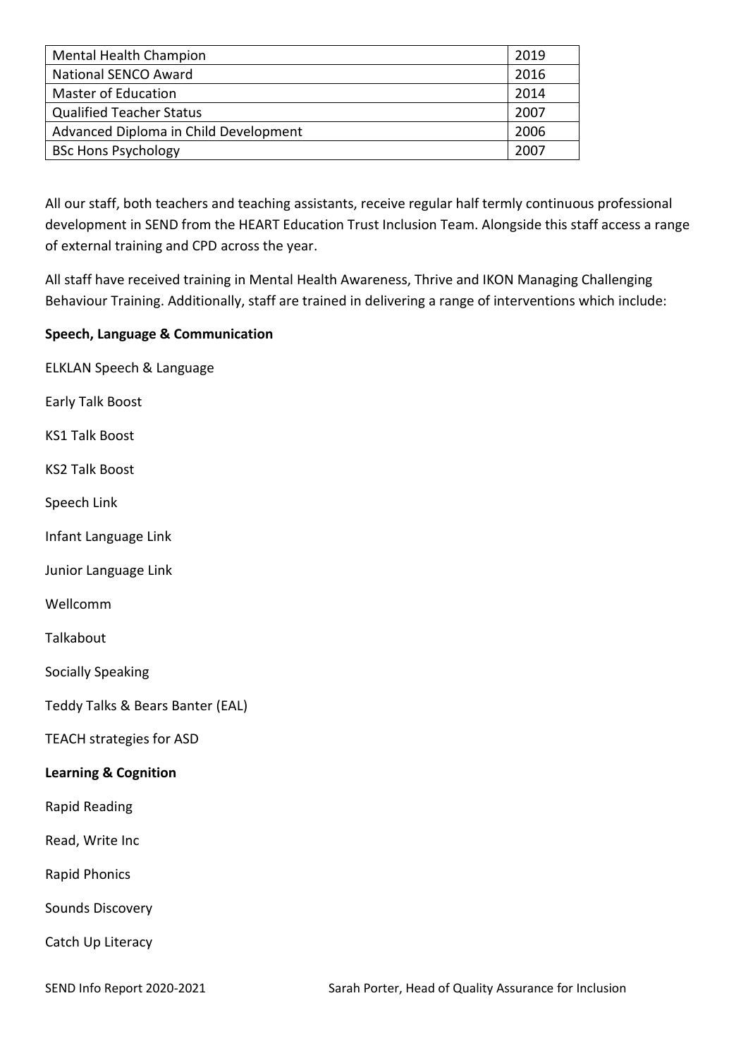| Mental Health Champion | 2019 |
| --- | --- |
| National SENCO Award | 2016 |
| Master of Education | 2014 |
| Qualified Teacher Status | 2007 |
| Advanced Diploma in Child Development | 2006 |
| BSc Hons Psychology | 2007 |

All our staff, both teachers and teaching assistants, receive regular half termly continuous professional development in SEND from the HEART Education Trust Inclusion Team. Alongside this staff access a range of external training and CPD across the year.

All staff have received training in Mental Health Awareness, Thrive and IKON Managing Challenging Behaviour Training. Additionally, staff are trained in delivering a range of interventions which include:

**Speech, Language & Communication**

ELKLAN Speech & Language

Early Talk Boost

KS1 Talk Boost

KS2 Talk Boost

Speech Link

Infant Language Link

Junior Language Link

Wellcomm

Talkabout

Socially Speaking

Teddy Talks & Bears Banter (EAL)

TEACH strategies for ASD

**Learning & Cognition**

Rapid Reading

Read, Write Inc

Rapid Phonics

Sounds Discovery

Catch Up Literacy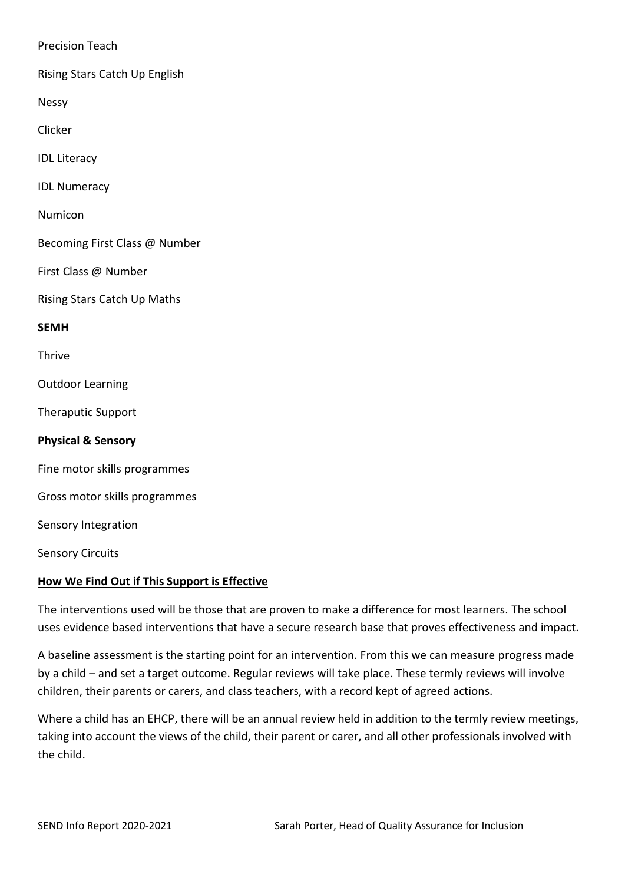Precision Teach

Rising Stars Catch Up English

Nessy

Clicker

IDL Literacy

IDL Numeracy

Numicon

Becoming First Class @ Number

First Class @ Number

Rising Stars Catch Up Maths

**SEMH**

Thrive

Outdoor Learning

Theraputic Support

**Physical & Sensory**

Fine motor skills programmes

Gross motor skills programmes

Sensory Integration

Sensory Circuits

## How We Find Out if This Support is Effective

The interventions used will be those that are proven to make a difference for most learners. The school uses evidence based interventions that have a secure research base that proves effectiveness and impact.

A baseline assessment is the starting point for an intervention. From this we can measure progress made by a child – and set a target outcome. Regular reviews will take place. These termly reviews will involve children, their parents or carers, and class teachers, with a record kept of agreed actions.

Where a child has an EHCP, there will be an annual review held in addition to the termly review meetings, taking into account the views of the child, their parent or carer, and all other professionals involved with the child.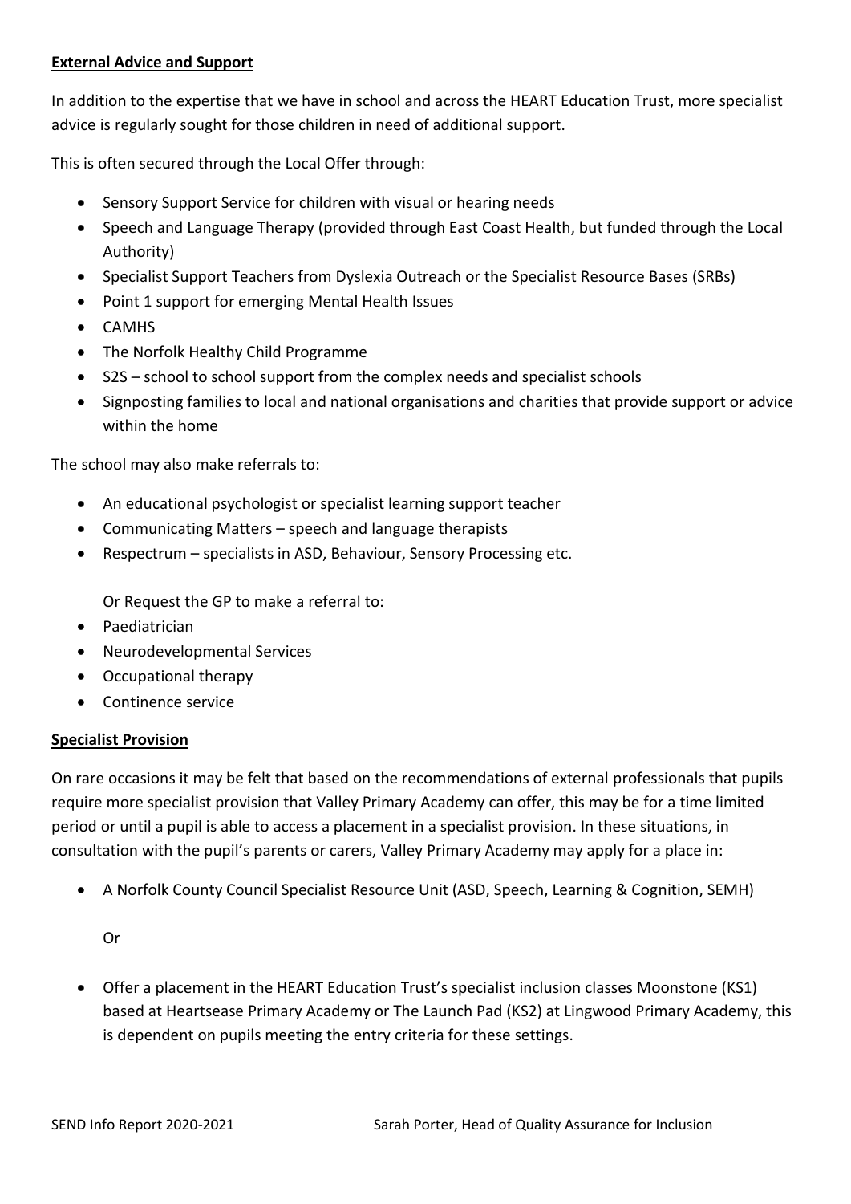**External Advice and Support**

In addition to the expertise that we have in school and across the HEART Education Trust, more specialist advice is regularly sought for those children in need of additional support.

This is often secured through the Local Offer through:

- Sensory Support Service for children with visual or hearing needs
- Speech and Language Therapy (provided through East Coast Health, but funded through the Local Authority)
- Specialist Support Teachers from Dyslexia Outreach or the Specialist Resource Bases (SRBs)
- Point 1 support for emerging Mental Health Issues
- CAMHS
- The Norfolk Healthy Child Programme
- S2S – school to school support from the complex needs and specialist schools
- Signposting families to local and national organisations and charities that provide support or advice within the home

The school may also make referrals to:

- An educational psychologist or specialist learning support teacher
- Communicating Matters – speech and language therapists
- Respectrum – specialists in ASD, Behaviour, Sensory Processing etc.

Or Request the GP to make a referral to:

- Paediatrician
- Neurodevelopmental Services
- Occupational therapy
- Continence service

**Specialist Provision**

On rare occasions it may be felt that based on the recommendations of external professionals that pupils require more specialist provision that Valley Primary Academy can offer, this may be for a time limited period or until a pupil is able to access a placement in a specialist provision. In these situations, in consultation with the pupil's parents or carers, Valley Primary Academy may apply for a place in:

- A Norfolk County Council Specialist Resource Unit (ASD, Speech, Learning & Cognition, SEMH)

Or

- Offer a placement in the HEART Education Trust's specialist inclusion classes Moonstone (KS1) based at Heartsease Primary Academy or The Launch Pad (KS2) at Lingwood Primary Academy, this is dependent on pupils meeting the entry criteria for these settings.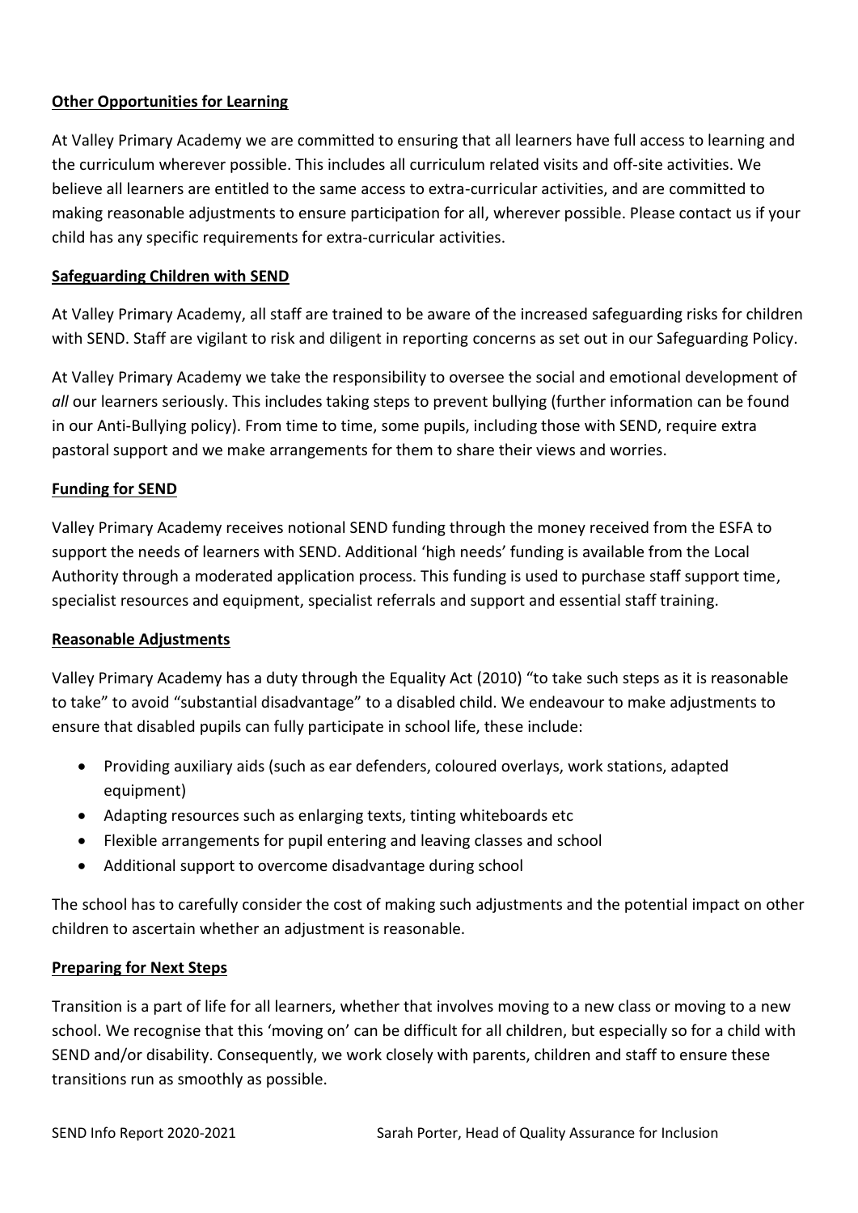**Other Opportunities for Learning**

At Valley Primary Academy we are committed to ensuring that all learners have full access to learning and the curriculum wherever possible. This includes all curriculum related visits and off-site activities. We believe all learners are entitled to the same access to extra-curricular activities, and are committed to making reasonable adjustments to ensure participation for all, wherever possible. Please contact us if your child has any specific requirements for extra-curricular activities.

**Safeguarding Children with SEND**

At Valley Primary Academy, all staff are trained to be aware of the increased safeguarding risks for children with SEND. Staff are vigilant to risk and diligent in reporting concerns as set out in our Safeguarding Policy.

At Valley Primary Academy we take the responsibility to oversee the social and emotional development of *all* our learners seriously. This includes taking steps to prevent bullying (further information can be found in our Anti-Bullying policy). From time to time, some pupils, including those with SEND, require extra pastoral support and we make arrangements for them to share their views and worries.

**Funding for SEND**

Valley Primary Academy receives notional SEND funding through the money received from the ESFA to support the needs of learners with SEND. Additional 'high needs' funding is available from the Local Authority through a moderated application process. This funding is used to purchase staff support time, specialist resources and equipment, specialist referrals and support and essential staff training.

**Reasonable Adjustments**

Valley Primary Academy has a duty through the Equality Act (2010) "to take such steps as it is reasonable to take" to avoid "substantial disadvantage" to a disabled child. We endeavour to make adjustments to ensure that disabled pupils can fully participate in school life, these include:

- Providing auxiliary aids (such as ear defenders, coloured overlays, work stations, adapted equipment)
- Adapting resources such as enlarging texts, tinting whiteboards etc
- Flexible arrangements for pupil entering and leaving classes and school
- Additional support to overcome disadvantage during school

The school has to carefully consider the cost of making such adjustments and the potential impact on other children to ascertain whether an adjustment is reasonable.

**Preparing for Next Steps**

Transition is a part of life for all learners, whether that involves moving to a new class or moving to a new school. We recognise that this 'moving on' can be difficult for all children, but especially so for a child with SEND and/or disability. Consequently, we work closely with parents, children and staff to ensure these transitions run as smoothly as possible.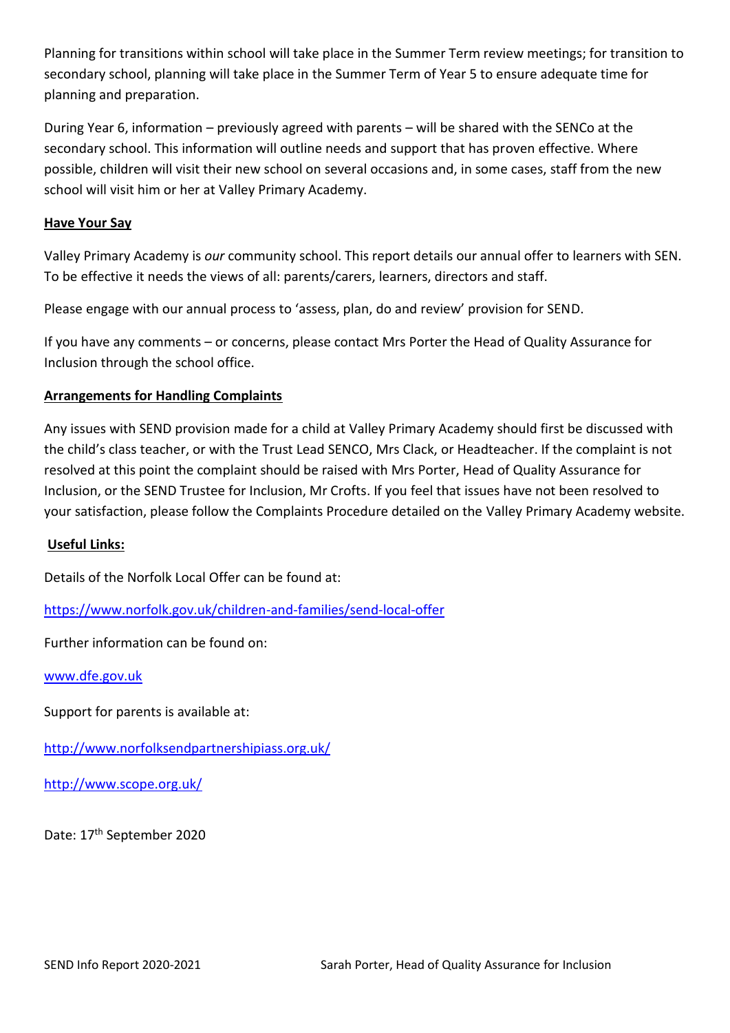Planning for transitions within school will take place in the Summer Term review meetings; for transition to secondary school, planning will take place in the Summer Term of Year 5 to ensure adequate time for planning and preparation.

During Year 6, information – previously agreed with parents – will be shared with the SENCo at the secondary school. This information will outline needs and support that has proven effective. Where possible, children will visit their new school on several occasions and, in some cases, staff from the new school will visit him or her at Valley Primary Academy.

**Have Your Say**

Valley Primary Academy is *our* community school. This report details our annual offer to learners with SEN. To be effective it needs the views of all: parents/carers, learners, directors and staff.

Please engage with our annual process to 'assess, plan, do and review' provision for SEND.

If you have any comments – or concerns, please contact Mrs Porter the Head of Quality Assurance for Inclusion through the school office.

**Arrangements for Handling Complaints**

Any issues with SEND provision made for a child at Valley Primary Academy should first be discussed with the child's class teacher, or with the Trust Lead SENCO, Mrs Clack, or Headteacher. If the complaint is not resolved at this point the complaint should be raised with Mrs Porter, Head of Quality Assurance for Inclusion, or the SEND Trustee for Inclusion, Mr Crofts. If you feel that issues have not been resolved to your satisfaction, please follow the Complaints Procedure detailed on the Valley Primary Academy website.

**Useful Links:**

Details of the Norfolk Local Offer can be found at:

https://www.norfolk.gov.uk/children-and-families/send-local-offer

Further information can be found on:

www.dfe.gov.uk

Support for parents is available at:

http://www.norfolksendpartnershipiass.org.uk/

http://www.scope.org.uk/

Date: 17th September 2020